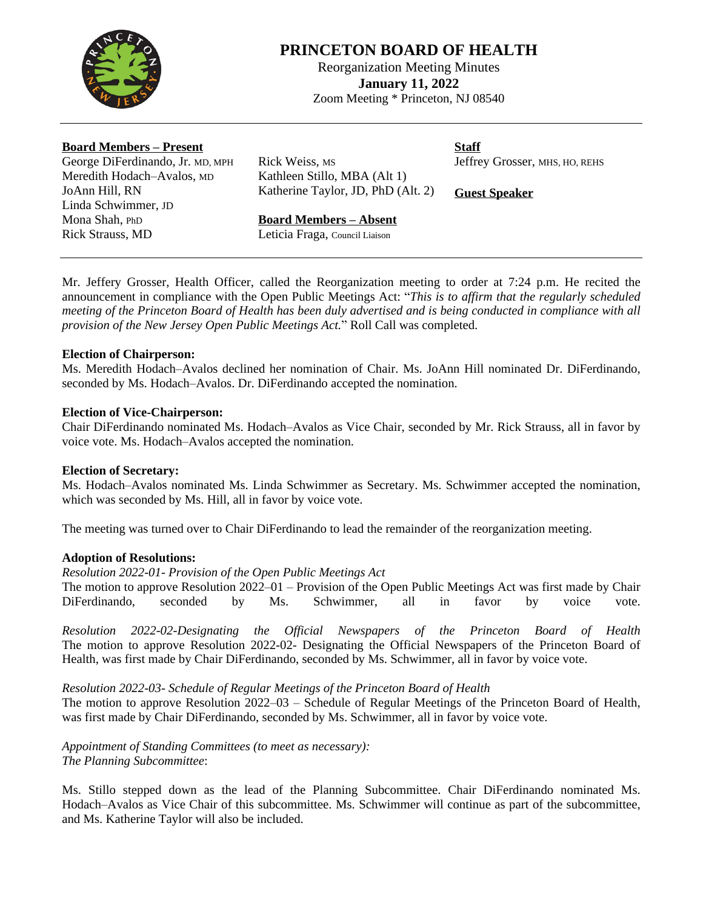# PRINCETON BOARD OF HEALTH

Reorganization Meeting Minutes

**January 11, 2022**

Zoom Meeting * Princeton, NJ 08540

**Board Members – Present**

George DiFerdinando, Jr. MD, MPH
Meredith Hodach–Avalos, MD
JoAnn Hill, RN
Linda Schwimmer, JD
Mona Shah, PhD
Rick Strauss, MD
Rick Weiss, MS
Kathleen Stillo, MBA (Alt 1)
Katherine Taylor, JD, PhD (Alt. 2)

**Board Members – Absent**

Leticia Fraga, Council Liaison

**Staff**

Jeffrey Grosser, MHS, HO, REHS

**Guest Speaker**

Mr. Jeffery Grosser, Health Officer, called the Reorganization meeting to order at 7:24 p.m. He recited the announcement in compliance with the Open Public Meetings Act: "*This is to affirm that the regularly scheduled meeting of the Princeton Board of Health has been duly advertised and is being conducted in compliance with all provision of the New Jersey Open Public Meetings Act.*" Roll Call was completed.

**Election of Chairperson:**
Ms. Meredith Hodach–Avalos declined her nomination of Chair. Ms. JoAnn Hill nominated Dr. DiFerdinando, seconded by Ms. Hodach–Avalos. Dr. DiFerdinando accepted the nomination.

**Election of Vice-Chairperson:**
Chair DiFerdinando nominated Ms. Hodach–Avalos as Vice Chair, seconded by Mr. Rick Strauss, all in favor by voice vote. Ms. Hodach–Avalos accepted the nomination.

**Election of Secretary:**
Ms. Hodach–Avalos nominated Ms. Linda Schwimmer as Secretary. Ms. Schwimmer accepted the nomination, which was seconded by Ms. Hill, all in favor by voice vote.

The meeting was turned over to Chair DiFerdinando to lead the remainder of the reorganization meeting.

**Adoption of Resolutions:**
*Resolution 2022-01- Provision of the Open Public Meetings Act*
The motion to approve Resolution 2022–01 – Provision of the Open Public Meetings Act was first made by Chair DiFerdinando, seconded by Ms. Schwimmer, all in favor by voice vote.

*Resolution 2022-02-Designating the Official Newspapers of the Princeton Board of Health*
The motion to approve Resolution 2022-02- Designating the Official Newspapers of the Princeton Board of Health, was first made by Chair DiFerdinando, seconded by Ms. Schwimmer, all in favor by voice vote.

*Resolution 2022-03- Schedule of Regular Meetings of the Princeton Board of Health*
The motion to approve Resolution 2022–03 – Schedule of Regular Meetings of the Princeton Board of Health, was first made by Chair DiFerdinando, seconded by Ms. Schwimmer, all in favor by voice vote.

*Appointment of Standing Committees (to meet as necessary):*
*The Planning Subcommittee*:

Ms. Stillo stepped down as the lead of the Planning Subcommittee. Chair DiFerdinando nominated Ms. Hodach–Avalos as Vice Chair of this subcommittee. Ms. Schwimmer will continue as part of the subcommittee, and Ms. Katherine Taylor will also be included.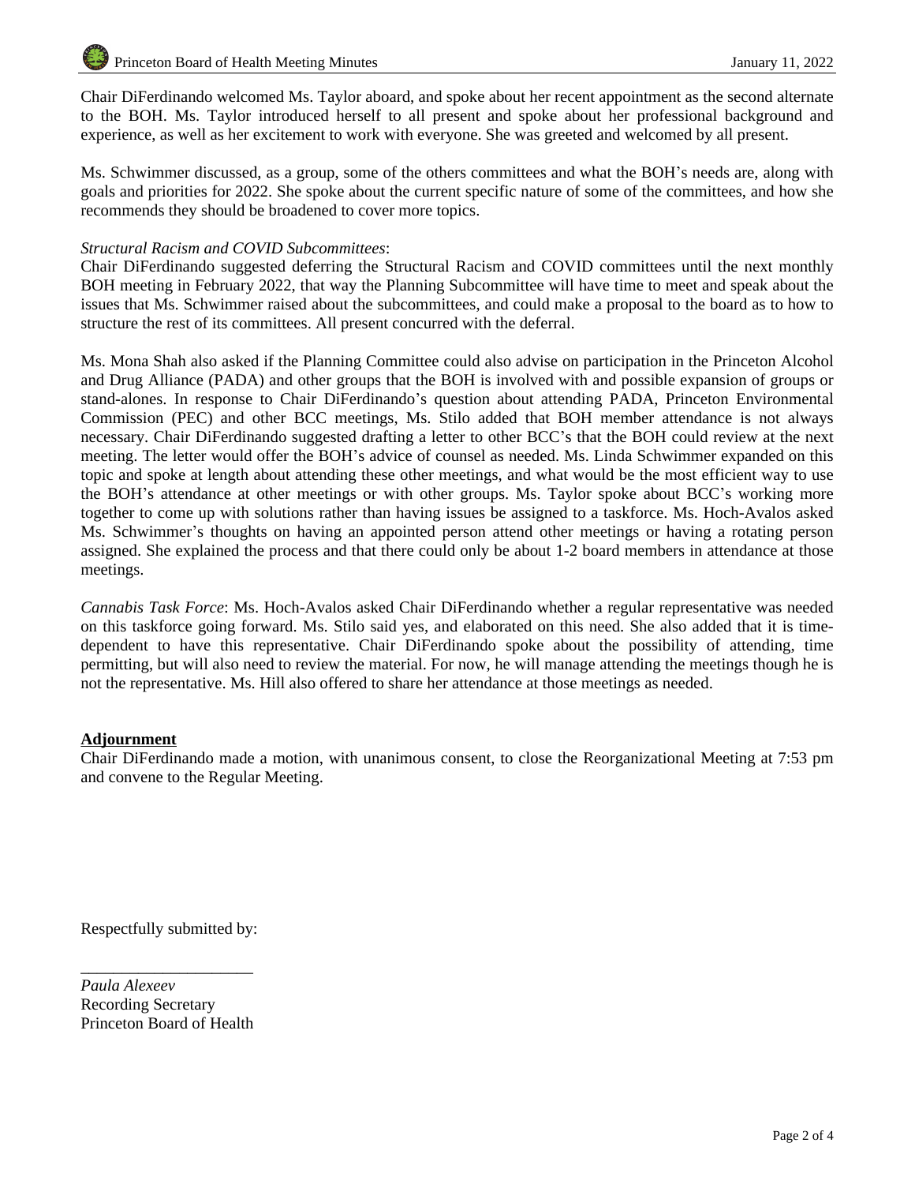Chair DiFerdinando welcomed Ms. Taylor aboard, and spoke about her recent appointment as the second alternate to the BOH. Ms. Taylor introduced herself to all present and spoke about her professional background and experience, as well as her excitement to work with everyone. She was greeted and welcomed by all present.

Ms. Schwimmer discussed, as a group, some of the others committees and what the BOH's needs are, along with goals and priorities for 2022. She spoke about the current specific nature of some of the committees, and how she recommends they should be broadened to cover more topics.

*Structural Racism and COVID Subcommittees*:
Chair DiFerdinando suggested deferring the Structural Racism and COVID committees until the next monthly BOH meeting in February 2022, that way the Planning Subcommittee will have time to meet and speak about the issues that Ms. Schwimmer raised about the subcommittees, and could make a proposal to the board as to how to structure the rest of its committees. All present concurred with the deferral.

Ms. Mona Shah also asked if the Planning Committee could also advise on participation in the Princeton Alcohol and Drug Alliance (PADA) and other groups that the BOH is involved with and possible expansion of groups or stand-alones. In response to Chair DiFerdinando's question about attending PADA, Princeton Environmental Commission (PEC) and other BCC meetings, Ms. Stilo added that BOH member attendance is not always necessary. Chair DiFerdinando suggested drafting a letter to other BCC's that the BOH could review at the next meeting. The letter would offer the BOH's advice of counsel as needed. Ms. Linda Schwimmer expanded on this topic and spoke at length about attending these other meetings, and what would be the most efficient way to use the BOH's attendance at other meetings or with other groups. Ms. Taylor spoke about BCC's working more together to come up with solutions rather than having issues be assigned to a taskforce. Ms. Hoch-Avalos asked Ms. Schwimmer's thoughts on having an appointed person attend other meetings or having a rotating person assigned. She explained the process and that there could only be about 1-2 board members in attendance at those meetings.

*Cannabis Task Force*: Ms. Hoch-Avalos asked Chair DiFerdinando whether a regular representative was needed on this taskforce going forward. Ms. Stilo said yes, and elaborated on this need. She also added that it is time-dependent to have this representative. Chair DiFerdinando spoke about the possibility of attending, time permitting, but will also need to review the material. For now, he will manage attending the meetings though he is not the representative. Ms. Hill also offered to share her attendance at those meetings as needed.

## Adjournment

Chair DiFerdinando made a motion, with unanimous consent, to close the Reorganizational Meeting at 7:53 pm and convene to the Regular Meeting.

Respectfully submitted by:

\_\_\_\_\_\_\_\_\_\_\_\_\_\_\_\_\_\_\_\_\_\_

*Paula Alexeev*
Recording Secretary
Princeton Board of Health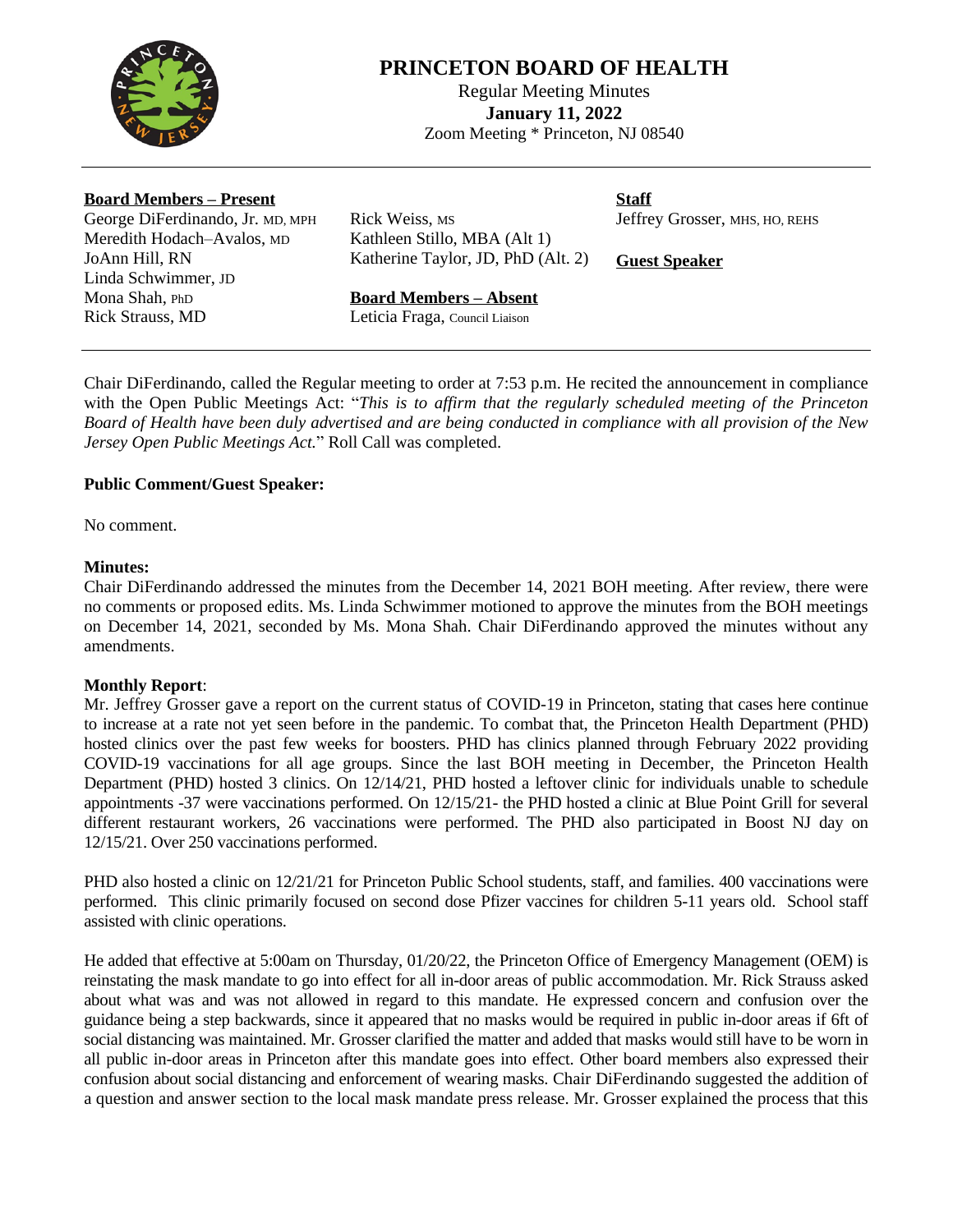# PRINCETON BOARD OF HEALTH

Regular Meeting Minutes
**January 11, 2022**
Zoom Meeting * Princeton, NJ 08540

---

**Board Members – Present**
George DiFerdinando, Jr. MD, MPH
Meredith Hodach–Avalos, MD
JoAnn Hill, RN
Linda Schwimmer, JD
Mona Shah, PhD
Rick Strauss, MD
Rick Weiss, MS
Kathleen Stillo, MBA (Alt 1)
Katherine Taylor, JD, PhD (Alt. 2)

**Board Members – Absent**
Leticia Fraga, Council Liaison

**Staff**
Jeffrey Grosser, MHS, HO, REHS

**Guest Speaker**

---

Chair DiFerdinando, called the Regular meeting to order at 7:53 p.m. He recited the announcement in compliance with the Open Public Meetings Act: "*This is to affirm that the regularly scheduled meeting of the Princeton Board of Health have been duly advertised and are being conducted in compliance with all provision of the New Jersey Open Public Meetings Act.*" Roll Call was completed.

**Public Comment/Guest Speaker:**

No comment.

**Minutes:**
Chair DiFerdinando addressed the minutes from the December 14, 2021 BOH meeting. After review, there were no comments or proposed edits. Ms. Linda Schwimmer motioned to approve the minutes from the BOH meetings on December 14, 2021, seconded by Ms. Mona Shah. Chair DiFerdinando approved the minutes without any amendments.

**Monthly Report**:
Mr. Jeffrey Grosser gave a report on the current status of COVID-19 in Princeton, stating that cases here continue to increase at a rate not yet seen before in the pandemic. To combat that, the Princeton Health Department (PHD) hosted clinics over the past few weeks for boosters. PHD has clinics planned through February 2022 providing COVID-19 vaccinations for all age groups. Since the last BOH meeting in December, the Princeton Health Department (PHD) hosted 3 clinics. On 12/14/21, PHD hosted a leftover clinic for individuals unable to schedule appointments -37 were vaccinations performed. On 12/15/21- the PHD hosted a clinic at Blue Point Grill for several different restaurant workers, 26 vaccinations were performed. The PHD also participated in Boost NJ day on 12/15/21. Over 250 vaccinations performed.

PHD also hosted a clinic on 12/21/21 for Princeton Public School students, staff, and families. 400 vaccinations were performed. This clinic primarily focused on second dose Pfizer vaccines for children 5-11 years old. School staff assisted with clinic operations.

He added that effective at 5:00am on Thursday, 01/20/22, the Princeton Office of Emergency Management (OEM) is reinstating the mask mandate to go into effect for all in-door areas of public accommodation. Mr. Rick Strauss asked about what was and was not allowed in regard to this mandate. He expressed concern and confusion over the guidance being a step backwards, since it appeared that no masks would be required in public in-door areas if 6ft of social distancing was maintained. Mr. Grosser clarified the matter and added that masks would still have to be worn in all public in-door areas in Princeton after this mandate goes into effect. Other board members also expressed their confusion about social distancing and enforcement of wearing masks. Chair DiFerdinando suggested the addition of a question and answer section to the local mask mandate press release. Mr. Grosser explained the process that this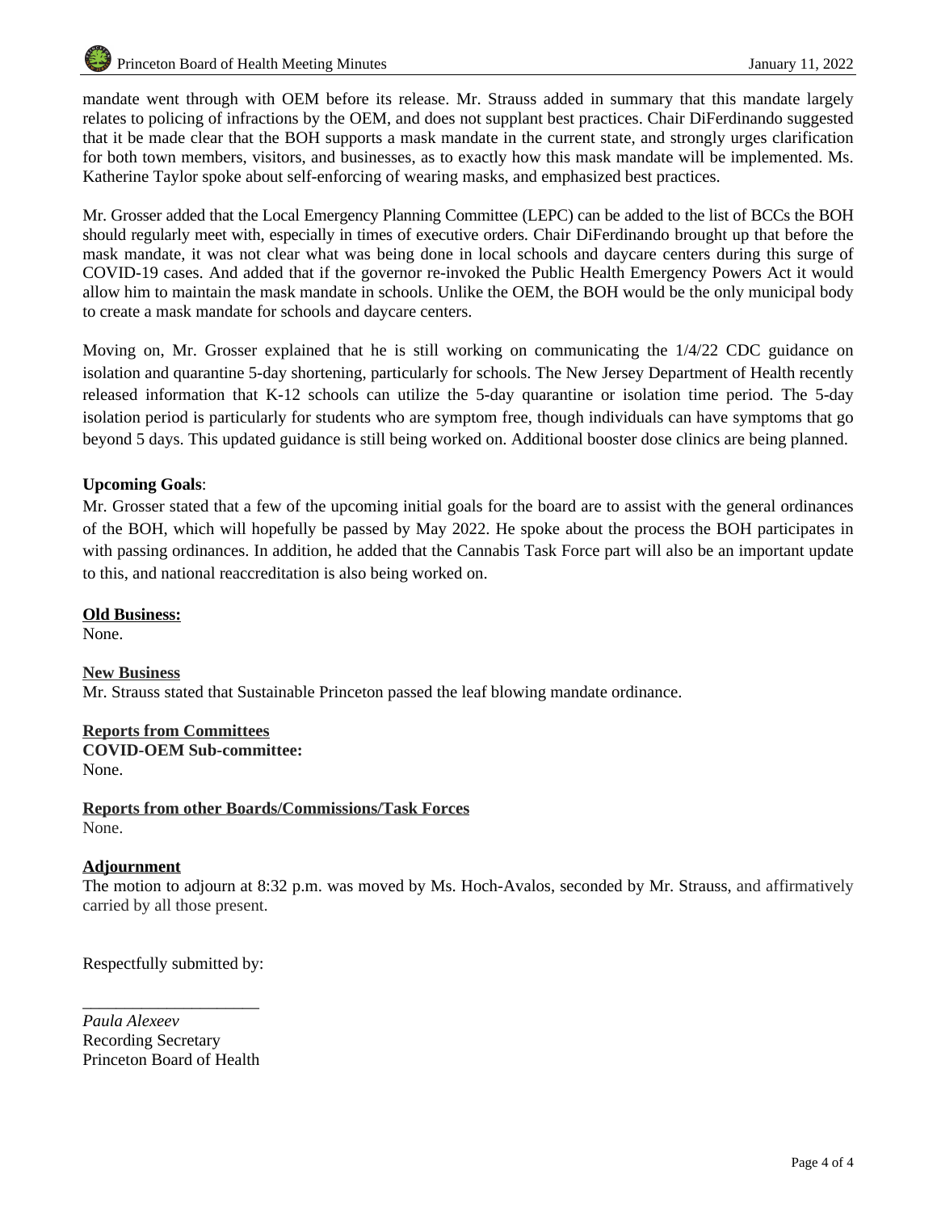mandate went through with OEM before its release. Mr. Strauss added in summary that this mandate largely relates to policing of infractions by the OEM, and does not supplant best practices. Chair DiFerdinando suggested that it be made clear that the BOH supports a mask mandate in the current state, and strongly urges clarification for both town members, visitors, and businesses, as to exactly how this mask mandate will be implemented. Ms. Katherine Taylor spoke about self-enforcing of wearing masks, and emphasized best practices.

Mr. Grosser added that the Local Emergency Planning Committee (LEPC) can be added to the list of BCCs the BOH should regularly meet with, especially in times of executive orders. Chair DiFerdinando brought up that before the mask mandate, it was not clear what was being done in local schools and daycare centers during this surge of COVID-19 cases. And added that if the governor re-invoked the Public Health Emergency Powers Act it would allow him to maintain the mask mandate in schools. Unlike the OEM, the BOH would be the only municipal body to create a mask mandate for schools and daycare centers.

Moving on, Mr. Grosser explained that he is still working on communicating the 1/4/22 CDC guidance on isolation and quarantine 5-day shortening, particularly for schools. The New Jersey Department of Health recently released information that K-12 schools can utilize the 5-day quarantine or isolation time period. The 5-day isolation period is particularly for students who are symptom free, though individuals can have symptoms that go beyond 5 days. This updated guidance is still being worked on. Additional booster dose clinics are being planned.

**Upcoming Goals**:

Mr. Grosser stated that a few of the upcoming initial goals for the board are to assist with the general ordinances of the BOH, which will hopefully be passed by May 2022. He spoke about the process the BOH participates in with passing ordinances. In addition, he added that the Cannabis Task Force part will also be an important update to this, and national reaccreditation is also being worked on.

**Old Business:**

None.

**New Business**

Mr. Strauss stated that Sustainable Princeton passed the leaf blowing mandate ordinance.

**Reports from Committees**

**COVID-OEM Sub-committee:**

None.

**Reports from other Boards/Commissions/Task Forces**

None.

**Adjournment**

The motion to adjourn at 8:32 p.m. was moved by Ms. Hoch-Avalos, seconded by Mr. Strauss, and affirmatively carried by all those present.

Respectfully submitted by:

_____________________

*Paula Alexeev*

Recording Secretary

Princeton Board of Health